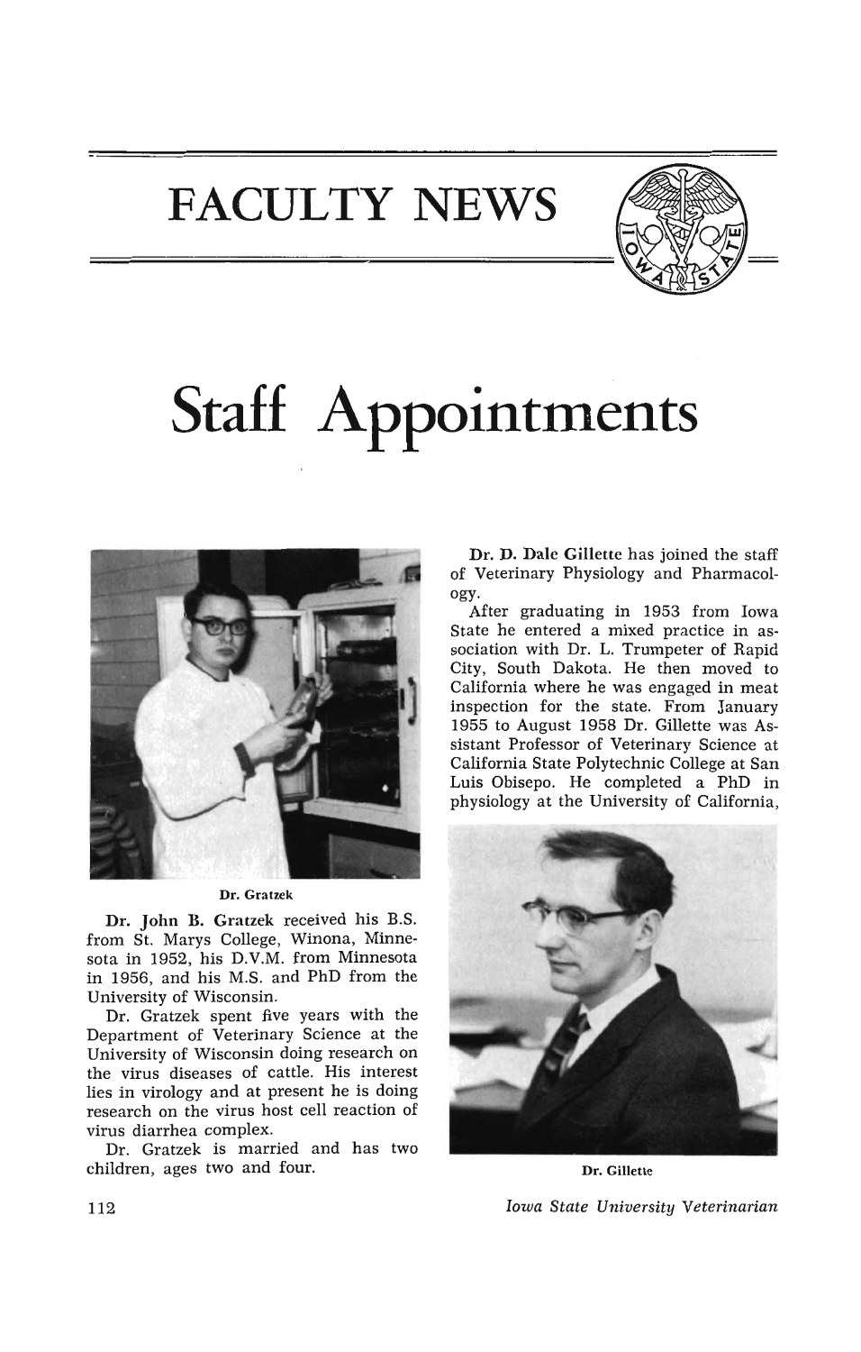# FACULTY NEWS

# Staff Appointments

Dr. Gratzek

**Dr. John B. Gratzek** received his B.S. from St. Marys College, Winona, Minnesota in 1952, his D.V.M. from Minnesota in 1956, and his M.S. and PhD from the University of Wisconsin.

Dr. Gratzek spent five years with the Department of Veterinary Science at the University of Wisconsin doing research on the virus diseases of cattle. His interest lies in virology and at present he is doing research on the virus host cell reaction of virus diarrhea complex.

Dr. Gratzek is married and has two children, ages two and four.

**Dr. D. Dale Gillette** has joined the staff of Veterinary Physiology and Pharmacology.

After graduating in 1953 from Iowa State he entered a mixed practice in association with Dr. L. Trumpeter of Rapid City, South Dakota. He then moved to California where he was engaged in meat inspection for the state. From January 1955 to August 1958 Dr. Gillette was Assistant Professor of Veterinary Science at California State Polytechnic College at San Luis Obisepo. He completed a PhD in physiology at the University of California,

Dr. Gillette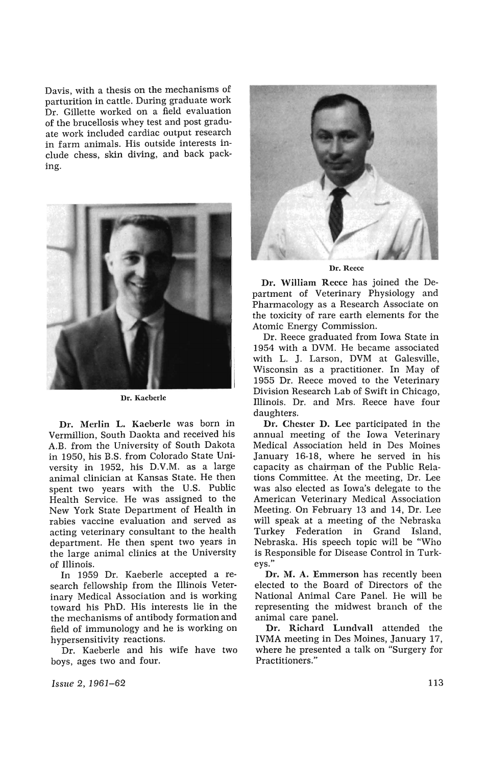Davis, with a thesis on the mechanisms of parturition in cattle. During graduate work Dr. Gillette worked on a field evaluation of the brucellosis whey test and post graduate work included cardiac output research in farm animals. His outside interests include chess, skin diving, and back packing.

Dr. Kaeberle

**Dr. Merlin L. Kaeberle** was born in Vermillion, South Daokta and received his A.B. from the University of South Dakota in 1950, his B.S. from Colorado State University in 1952, his D.V.M. as a large animal clinician at Kansas State. He then spent two years with the U.S. Public Health Service. He was assigned to the New York State Department of Health in rabies vaccine evaluation and served as acting veterinary consultant to the health department. He then spent two years in the large animal clinics at the University of Illinois.

In 1959 Dr. Kaeberle accepted a research fellowship from the Illinois Veterinary Medical Association and is working toward his PhD. His interests lie in the the mechanisms of antibody formation and field of immunology and he is working on hypersensitivity reactions.

Dr. Kaeberle and his wife have two boys, ages two and four.

Dr. Reece

**Dr. William Reece** has joined the Department of Veterinary Physiology and Pharmacology as a Research Associate on the toxicity of rare earth elements for the Atomic Energy Commission.

Dr. Reece graduated from Iowa State in 1954 with a DVM. He became associated with L. J. Larson, DVM at Galesville, Wisconsin as a practitioner. In May of 1955 Dr. Reece moved to the Veterinary Division Research Lab of Swift in Chicago, Illinois. Dr. and Mrs. Reece have four daughters.

**Dr. Chester D. Lee** participated in the annual meeting of the Iowa Veterinary Medical Association held in Des Moines January 16-18, where he served in his capacity as chairman of the Public Relations Committee. At the meeting, Dr. Lee was also elected as Iowa's delegate to the American Veterinary Medical Association Meeting. On February 13 and 14, Dr. Lee will speak at a meeting of the Nebraska Turkey Federation in Grand Island, Nebraska. His speech topic will be "Who is Responsible for Disease Control in Turkeys."

**Dr. M. A. Emmerson** has recently been elected to the Board of Directors of the National Animal Care Panel. He will be representing the midwest branch of the animal care panel.

**Dr. Richard Lundvall** attended the IVMA meeting in Des Moines, January 17, where he presented a talk on "Surgery for Practitioners."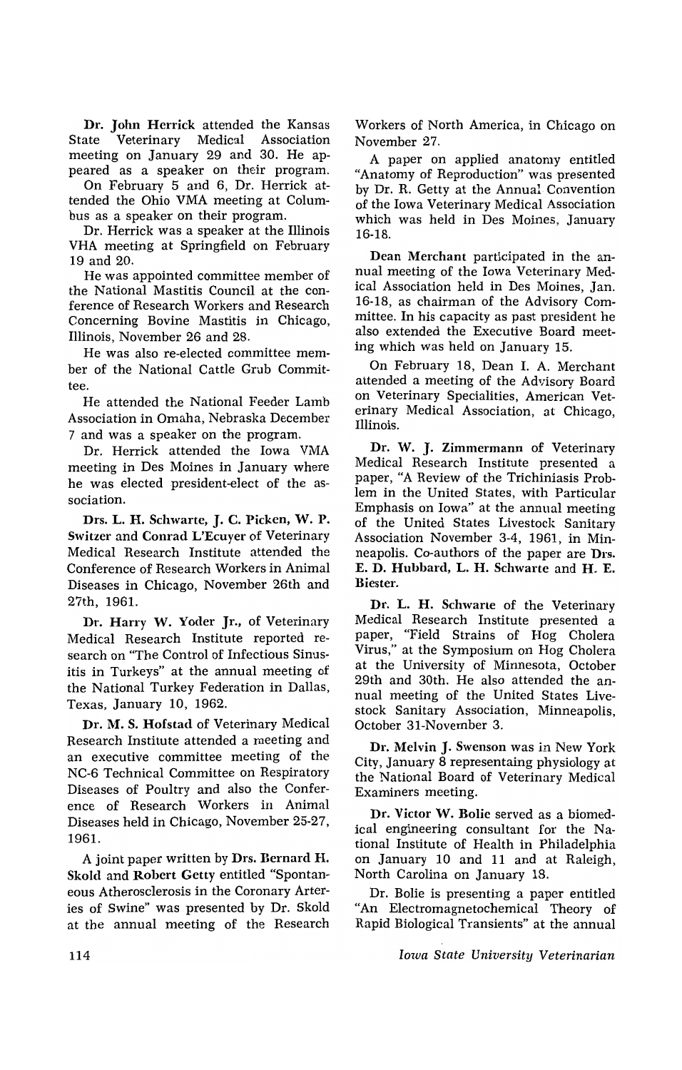**Dr. John Herrick** attended the Kansas State Veterinary Medical Association meeting on January 29 and 30. He appeared as a speaker on their program.

On February 5 and 6, Dr. Herrick attended the Ohio VMA meeting at Columbus as a speaker on their program.

Dr. Herrick was a speaker at the Illinois VHA meeting at Springfield on February 19 and 20.

He was appointed committee member of the National Mastitis Council at the conference of Research Workers and Research Concerning Bovine Mastitis in Chicago, Illinois, November 26 and 28.

He was also re-elected committee member of the National Cattle Grub Committee.

He attended the National Feeder Lamb Association in Omaha, Nebraska December 7 and was a speaker on the program.

Dr. Herrick attended the Iowa VMA meeting in Des Moines in January where he was elected president-elect of the association.

**Drs. L. H. Schwarte, J. C. Picken, W. P. Switzer** and **Conrad L'Ecuyer** of Veterinary Medical Research Institute attended the Conference of Research Workers in Animal Diseases in Chicago, November 26th and 27th, 1961.

**Dr. Harry W. Yoder Jr.,** of Veterinary Medical Research Institute reported research on "The Control of Infectious Sinusitis in Turkeys" at the annual meeting of the National Turkey Federation in Dallas, Texas, January 10, 1962.

**Dr. M. S. Hofstad** of Veterinary Medical Research Institute attended a meeting and an executive committee meeting of the NC-6 Technical Committee on Respiratory Diseases of Poultry and also the Conference of Research Workers in Animal Diseases held in Chicago, November 25-27, 1961.

A joint paper written by **Drs. Bernard H. Skold** and **Robert Getty** entitled "Spontaneous Atherosclerosis in the Coronary Arteries of Swine" was presented by Dr. Skold at the annual meeting of the Research Workers of North America, in Chicago on November 27.

A paper on applied anatomy entitled "Anatomy of Reproduction" was presented by Dr. R. Getty at the Annual Convention of the Iowa Veterinary Medical Association which was held in Des Moines, January 16-18.

**Dean Merchant** participated in the annual meeting of the Iowa Veterinary Medical Association held in Des Moines, Jan. 16-18, as chairman of the Advisory Committee. In his capacity as past president he also extended the Executive Board meeting which was held on January 15.

On February 18, Dean I. A. Merchant attended a meeting of the Advisory Board on Veterinary Specialities, American Veterinary Medical Association, at Chicago, Illinois.

**Dr. W. J. Zimmermann** of Veterinary Medical Research Institute presented a paper, "A Review of the Trichiniasis Problem in the United States, with Particular Emphasis on Iowa" at the annual meeting of the United States Livestock Sanitary Association November 3-4, 1961, in Minneapolis. Co-authors of the paper are **Drs. E. D. Hubbard, L. H. Schwarte** and **H. E. Biester.**

**Dr. L. H. Schwarte** of the Veterinary Medical Research Institute presented a paper, "Field Strains of Hog Cholera Virus," at the Symposium on Hog Cholera at the University of Minnesota, October 29th and 30th. He also attended the annual meeting of the United States Livestock Sanitary Association, Minneapolis, October 31-November 3.

**Dr. Melvin J. Swenson** was in New York City, January 8 representing physiology at the National Board of Veterinary Medical Examiners meeting.

**Dr. Victor W. Bolie** served as a biomedical engineering consultant for the National Institute of Health in Philadelphia on January 10 and 11 and at Raleigh, North Carolina on January 18.

Dr. Bolie is presenting a paper entitled "An Electromagnetochemical Theory of Rapid Biological Transients" at the annual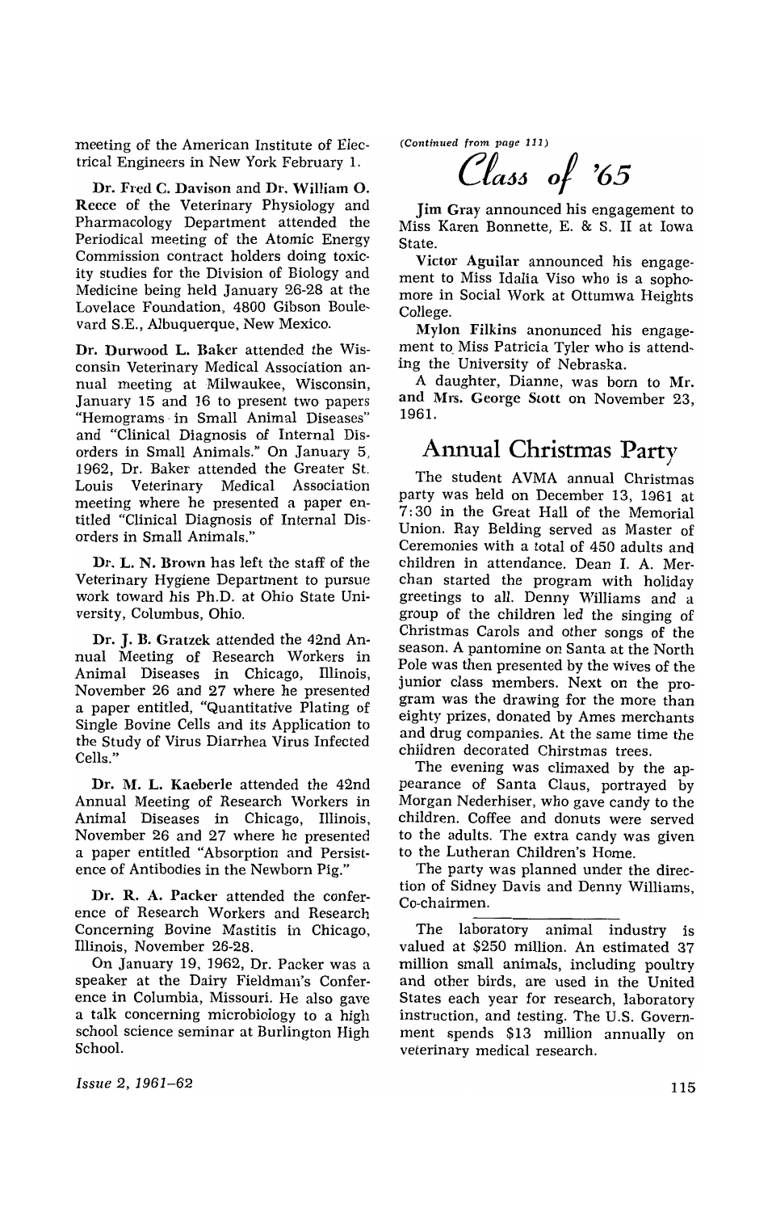meeting of the American Institute of Electrical Engineers in New York February 1.

**Dr. Fred C. Davison** and **Dr. William O. Reece** of the Veterinary Physiology and Pharmacology Department attended the Periodical meeting of the Atomic Energy Commission contract holders doing toxicity studies for the Division of Biology and Medicine being held January 26-28 at the Lovelace Foundation, 4800 Gibson Boulevard S.E., Albuquerque, New Mexico.

**Dr. Durwood L. Baker** attended the Wisconsin Veterinary Medical Association annual meeting at Milwaukee, Wisconsin, January 15 and 16 to present two papers "Hemograms in Small Animal Diseases" and "Clinical Diagnosis of Internal Disorders in Small Animals." On January 5, 1962, Dr. Baker attended the Greater St. Louis Veterinary Medical Association meeting where he presented a paper entitled "Clinical Diagnosis of Internal Disorders in Small Animals."

**Dr. L. N. Brown** has left the staff of the Veterinary Hygiene Department to pursue work toward his Ph.D. at Ohio State University, Columbus, Ohio.

**Dr. J. B. Gratzek** attended the 42nd Annual Meeting of Research Workers in Animal Diseases in Chicago, Illinois, November 26 and 27 where he presented a paper entitled, "Quantitative Plating of Single Bovine Cells and its Application to the Study of Virus Diarrhea Virus Infected Cells."

**Dr. M. L. Kaeberle** attended the 42nd Annual Meeting of Research Workers in Animal Diseases in Chicago, Illinois, November 26 and 27 where he presented a paper entitled "Absorption and Persistence of Antibodies in the Newborn Pig."

**Dr. R. A. Packer** attended the conference of Research Workers and Research Concerning Bovine Mastitis in Chicago, Illinois, November 26-28.

On January 19, 1962, Dr. Packer was a speaker at the Dairy Fieldman's Conference in Columbia, Missouri. He also gave a talk concerning microbiology to a high school science seminar at Burlington High School.

*(Continued from page 111)*

## *Class of '65*

**Jim Gray** announced his engagement to Miss Karen Bonnette, E. & S. II at Iowa State.

**Victor Aguilar** announced his engagement to Miss Idalia Viso who is a sophomore in Social Work at Ottumwa Heights College.

**Mylon Filkins** anonunced his engagement to Miss Patricia Tyler who is attending the University of Nebraska.

A daughter, Dianne, was born to **Mr. and Mrs. George Stott** on November 23, 1961.

## Annual Christmas Party

The student AVMA annual Christmas party was held on December 13, 1961 at 7:30 in the Great Hall of the Memorial Union. Ray Belding served as Master of Ceremonies with a total of 450 adults and children in attendance. Dean I. A. Merchan started the program with holiday greetings to all. Denny Williams and a group of the children led the singing of Christmas Carols and other songs of the season. A pantomine on Santa at the North Pole was then presented by the wives of the junior class members. Next on the program was the drawing for the more than eighty prizes, donated by Ames merchants and drug companies. At the same time the children decorated Chirstmas trees.

The evening was climaxed by the appearance of Santa Claus, portrayed by Morgan Nederhiser, who gave candy to the children. Coffee and donuts were served to the adults. The extra candy was given to the Lutheran Children's Home.

The party was planned under the direction of Sidney Davis and Denny Williams, Co-chairmen.

---

The laboratory animal industry is valued at $250 million. An estimated 37 million small animals, including poultry and other birds, are used in the United States each year for research, laboratory instruction, and testing. The U.S. Government spends $13 million annually on veterinary medical research.